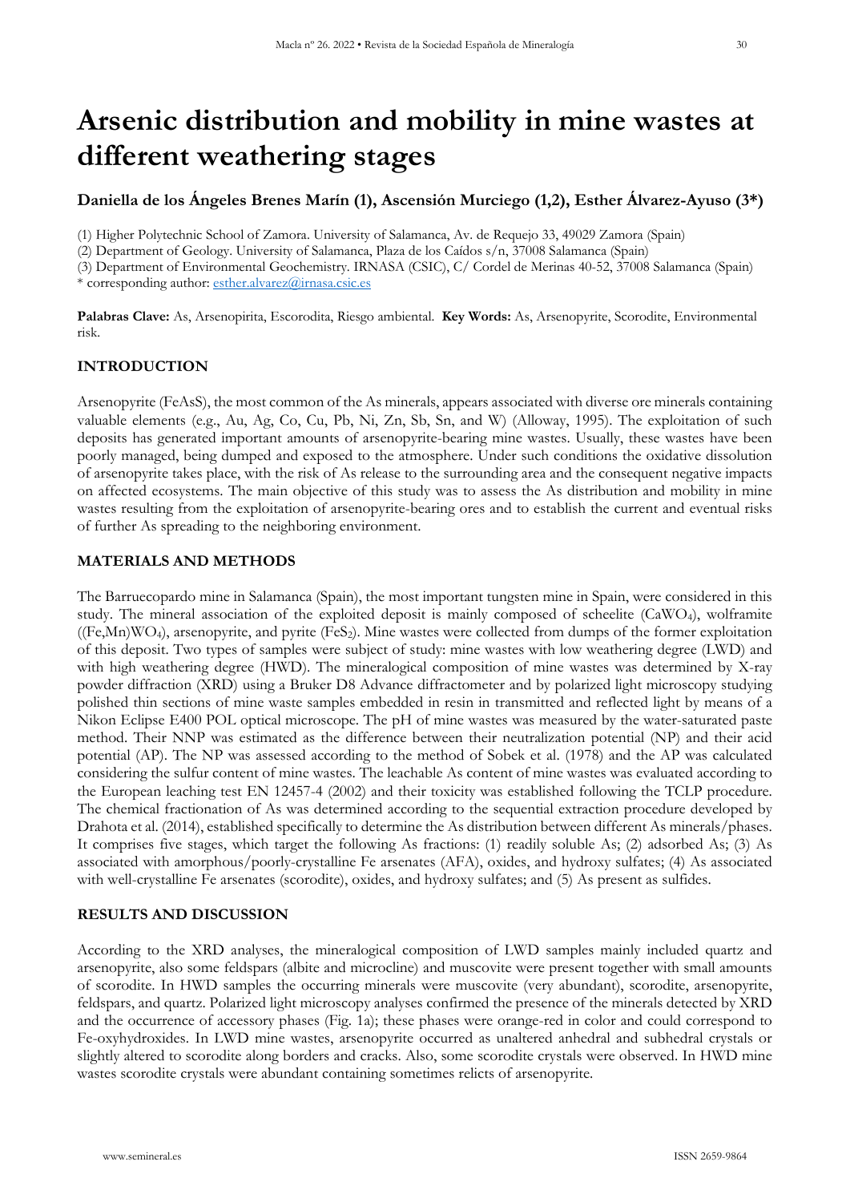# Arsenic distribution and mobility in mine wastes at different weathering stages

**Daniella de los Ángeles Brenes Marín (1), Ascensión Murciego (1,2), Esther Álvarez-Ayuso (3*)**

(1) Higher Polytechnic School of Zamora. University of Salamanca, Av. de Requejo 33, 49029 Zamora (Spain)

(2) Department of Geology. University of Salamanca, Plaza de los Caídos s/n, 37008 Salamanca (Spain)

(3) Department of Environmental Geochemistry. IRNASA (CSIC), C/ Cordel de Merinas 40-52, 37008 Salamanca (Spain)

* corresponding author: esther.alvarez@irnasa.csic.es

**Palabras Clave:** As, Arsenopirita, Escorodita, Riesgo ambiental. **Key Words:** As, Arsenopyrite, Scorodite, Environmental risk.

## INTRODUCTION

Arsenopyrite (FeAsS), the most common of the As minerals, appears associated with diverse ore minerals containing valuable elements (e.g., Au, Ag, Co, Cu, Pb, Ni, Zn, Sb, Sn, and W) (Alloway, 1995). The exploitation of such deposits has generated important amounts of arsenopyrite-bearing mine wastes. Usually, these wastes have been poorly managed, being dumped and exposed to the atmosphere. Under such conditions the oxidative dissolution of arsenopyrite takes place, with the risk of As release to the surrounding area and the consequent negative impacts on affected ecosystems. The main objective of this study was to assess the As distribution and mobility in mine wastes resulting from the exploitation of arsenopyrite-bearing ores and to establish the current and eventual risks of further As spreading to the neighboring environment.

## MATERIALS AND METHODS

The Barruecopardo mine in Salamanca (Spain), the most important tungsten mine in Spain, were considered in this study. The mineral association of the exploited deposit is mainly composed of scheelite ($CaWO_4$), wolframite ($(Fe,Mn)WO_4$), arsenopyrite, and pyrite ($FeS_2$). Mine wastes were collected from dumps of the former exploitation of this deposit. Two types of samples were subject of study: mine wastes with low weathering degree (LWD) and with high weathering degree (HWD). The mineralogical composition of mine wastes was determined by X-ray powder diffraction (XRD) using a Bruker D8 Advance diffractometer and by polarized light microscopy studying polished thin sections of mine waste samples embedded in resin in transmitted and reflected light by means of a Nikon Eclipse E400 POL optical microscope. The pH of mine wastes was measured by the water-saturated paste method. Their NNP was estimated as the difference between their neutralization potential (NP) and their acid potential (AP). The NP was assessed according to the method of Sobek et al. (1978) and the AP was calculated considering the sulfur content of mine wastes. The leachable As content of mine wastes was evaluated according to the European leaching test EN 12457-4 (2002) and their toxicity was established following the TCLP procedure. The chemical fractionation of As was determined according to the sequential extraction procedure developed by Drahota et al. (2014), established specifically to determine the As distribution between different As minerals/phases. It comprises five stages, which target the following As fractions: (1) readily soluble As; (2) adsorbed As; (3) As associated with amorphous/poorly-crystalline Fe arsenates (AFA), oxides, and hydroxy sulfates; (4) As associated with well-crystalline Fe arsenates (scorodite), oxides, and hydroxy sulfates; and (5) As present as sulfides.

## RESULTS AND DISCUSSION

According to the XRD analyses, the mineralogical composition of LWD samples mainly included quartz and arsenopyrite, also some feldspars (albite and microcline) and muscovite were present together with small amounts of scorodite. In HWD samples the occurring minerals were muscovite (very abundant), scorodite, arsenopyrite, feldspars, and quartz. Polarized light microscopy analyses confirmed the presence of the minerals detected by XRD and the occurrence of accessory phases (Fig. 1a); these phases were orange-red in color and could correspond to Fe-oxyhydroxides. In LWD mine wastes, arsenopyrite occurred as unaltered anhedral and subhedral crystals or slightly altered to scorodite along borders and cracks. Also, some scorodite crystals were observed. In HWD mine wastes scorodite crystals were abundant containing sometimes relicts of arsenopyrite.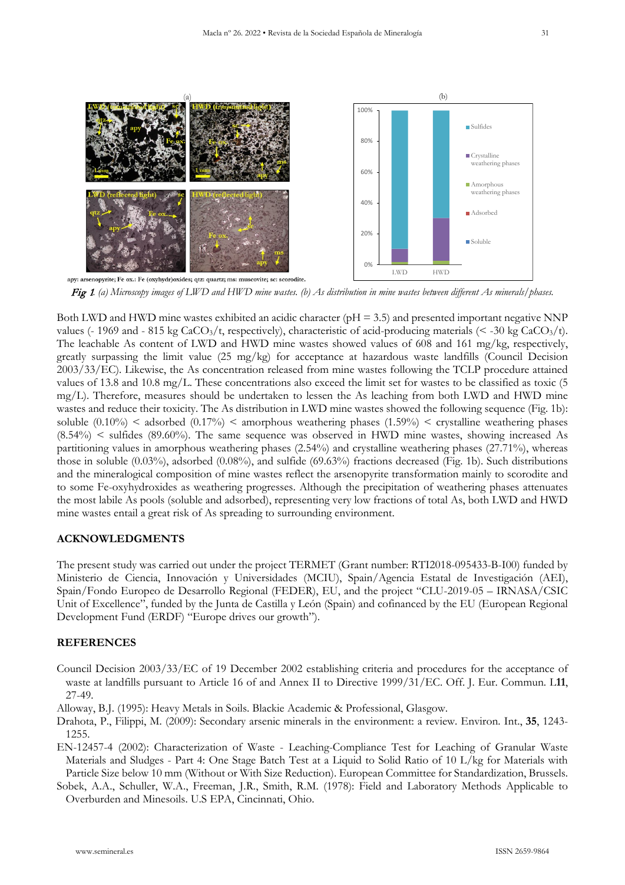(a)

LWD (transmitted light) sc qtz apy Fe ox. 1 mm

HWD (transmitted light) sc Fe ox. ms apy 1 mm

LWD (reflected light) sc qtz Fe ox. apy

HWD (reflected light) sc Fe ox. ms apy

apy: arsenopyrite; Fe ox.: Fe (oxyhydr)oxides; qtz: quartz; ms: muscovite; sc: scorodite.

(b)

100%
80%
60%
40%
20%
0%

LWD HWD

Sulfides
Crystalline weathering phases
Amorphous weathering phases
Adsorbed
Soluble

***Fig 1.*** *(a) Microscopy images of LWD and HWD mine wastes. (b) As distribution in mine wastes between different As minerals/phases.*

Both LWD and HWD mine wastes exhibited an acidic character (pH = 3.5) and presented important negative NNP values (- 1969 and - 815 kg $CaCO_3$/t, respectively), characteristic of acid-producing materials (< -30 kg $CaCO_3$/t). The leachable As content of LWD and HWD mine wastes showed values of 608 and 161 mg/kg, respectively, greatly surpassing the limit value (25 mg/kg) for acceptance at hazardous waste landfills (Council Decision 2003/33/EC). Likewise, the As concentration released from mine wastes following the TCLP procedure attained values of 13.8 and 10.8 mg/L. These concentrations also exceed the limit set for wastes to be classified as toxic (5 mg/L). Therefore, measures should be undertaken to lessen the As leaching from both LWD and HWD mine wastes and reduce their toxicity. The As distribution in LWD mine wastes showed the following sequence (Fig. 1b): soluble (0.10%) < adsorbed (0.17%) < amorphous weathering phases (1.59%) < crystalline weathering phases (8.54%) < sulfides (89.60%). The same sequence was observed in HWD mine wastes, showing increased As partitioning values in amorphous weathering phases (2.54%) and crystalline weathering phases (27.71%), whereas those in soluble (0.03%), adsorbed (0.08%), and sulfide (69.63%) fractions decreased (Fig. 1b). Such distributions and the mineralogical composition of mine wastes reflect the arsenopyrite transformation mainly to scorodite and to some Fe-oxyhydroxides as weathering progresses. Although the precipitation of weathering phases attenuates the most labile As pools (soluble and adsorbed), representing very low fractions of total As, both LWD and HWD mine wastes entail a great risk of As spreading to surrounding environment.

## ACKNOWLEDGMENTS

The present study was carried out under the project TERMET (Grant number: RTI2018-095433-B-I00) funded by Ministerio de Ciencia, Innovación y Universidades (MCIU), Spain/Agencia Estatal de Investigación (AEI), Spain/Fondo Europeo de Desarrollo Regional (FEDER), EU, and the project "CLU-2019-05 – IRNASA/CSIC Unit of Excellence", funded by the Junta de Castilla y León (Spain) and cofinanced by the EU (European Regional Development Fund (ERDF) "Europe drives our growth").

## REFERENCES

Council Decision 2003/33/EC of 19 December 2002 establishing criteria and procedures for the acceptance of waste at landfills pursuant to Article 16 of and Annex II to Directive 1999/31/EC. Off. J. Eur. Commun. L**11**, 27-49.

Alloway, B.J. (1995): Heavy Metals in Soils. Blackie Academic & Professional, Glasgow.

Drahota, P., Filippi, M. (2009): Secondary arsenic minerals in the environment: a review. Environ. Int., **35**, 1243-1255.

EN-12457-4 (2002): Characterization of Waste - Leaching-Compliance Test for Leaching of Granular Waste Materials and Sludges - Part 4: One Stage Batch Test at a Liquid to Solid Ratio of 10 L/kg for Materials with Particle Size below 10 mm (Without or With Size Reduction). European Committee for Standardization, Brussels.

Sobek, A.A., Schuller, W.A., Freeman, J.R., Smith, R.M. (1978): Field and Laboratory Methods Applicable to Overburden and Minesoils. U.S EPA, Cincinnati, Ohio.